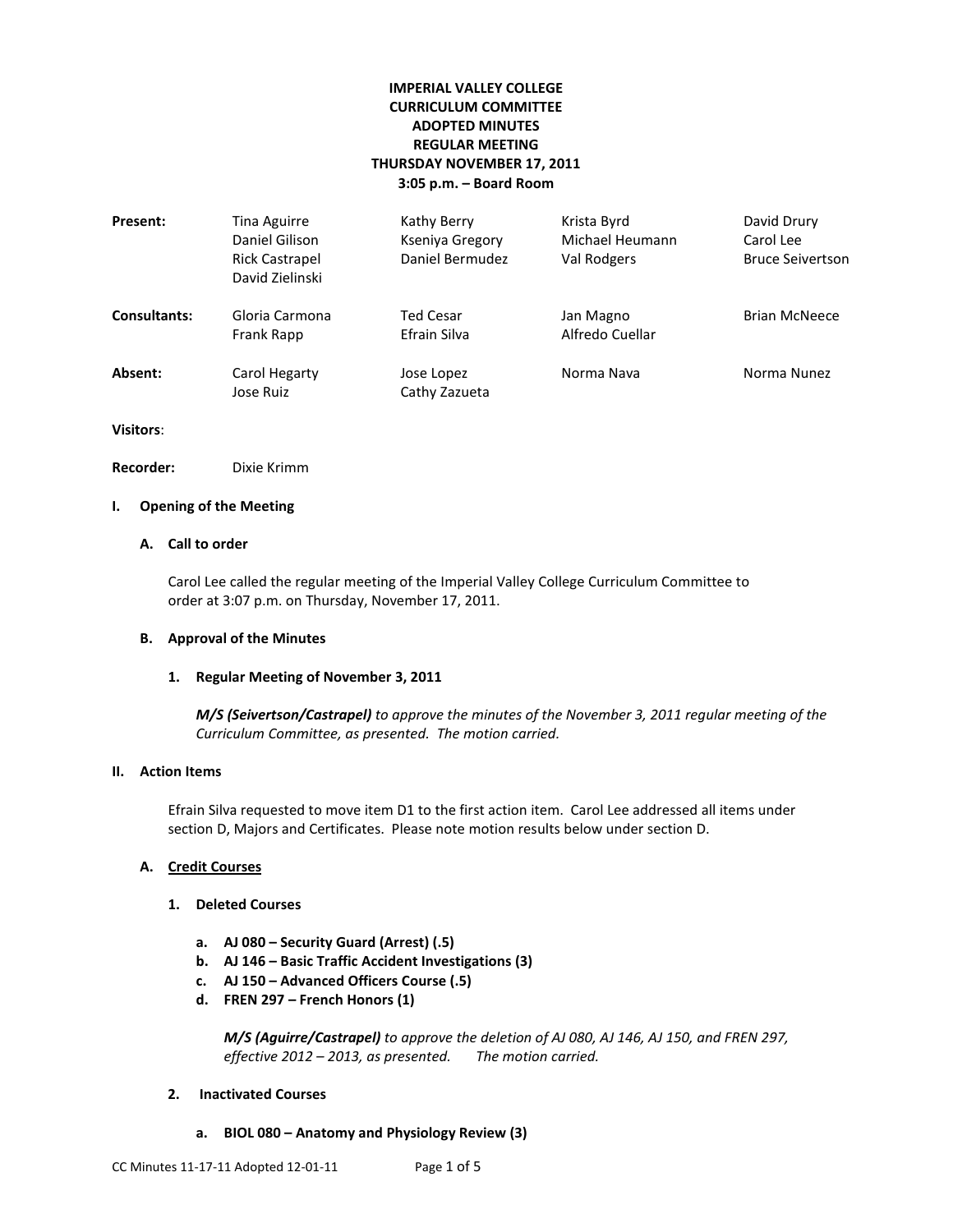# IMPERIAL VALLEY COLLEGE
## CURRICULUM COMMITTEE
## ADOPTED MINUTES
## REGULAR MEETING
## THURSDAY NOVEMBER 17, 2011
## 3:05 p.m. – Board Room

| | | | | |
|---|---|---|---|---|
| **Present:** | Tina Aguirre | Kathy Berry | Krista Byrd | David Drury |
| | Daniel Gilison | Kseniya Gregory | Michael Heumann | Carol Lee |
| | Rick Castrapel | Daniel Bermudez | Val Rodgers | Bruce Seivertson |
| | David Zielinski | | | |
| **Consultants:** | Gloria Carmona | Ted Cesar | Jan Magno | Brian McNeece |
| | Frank Rapp | Efrain Silva | Alfredo Cuellar | |
| **Absent:** | Carol Hegarty | Jose Lopez | Norma Nava | Norma Nunez |
| | Jose Ruiz | Cathy Zazueta | | |

**Visitors**:

**Recorder:** Dixie Krimm

### I. Opening of the Meeting

#### A. Call to order

Carol Lee called the regular meeting of the Imperial Valley College Curriculum Committee to order at 3:07 p.m. on Thursday, November 17, 2011.

#### B. Approval of the Minutes

##### 1. Regular Meeting of November 3, 2011

***M/S (Seivertson/Castrapel)*** *to approve the minutes of the November 3, 2011 regular meeting of the Curriculum Committee, as presented. The motion carried.*

### II. Action Items

Efrain Silva requested to move item D1 to the first action item. Carol Lee addressed all items under section D, Majors and Certificates. Please note motion results below under section D.

#### A. Credit Courses

##### 1. Deleted Courses

- **a. AJ 080 – Security Guard (Arrest) (.5)**
- **b. AJ 146 – Basic Traffic Accident Investigations (3)**
- **c. AJ 150 – Advanced Officers Course (.5)**
- **d. FREN 297 – French Honors (1)**

***M/S (Aguirre/Castrapel)*** *to approve the deletion of AJ 080, AJ 146, AJ 150, and FREN 297, effective 2012 – 2013, as presented. The motion carried.*

##### 2. Inactivated Courses

- **a. BIOL 080 – Anatomy and Physiology Review (3)**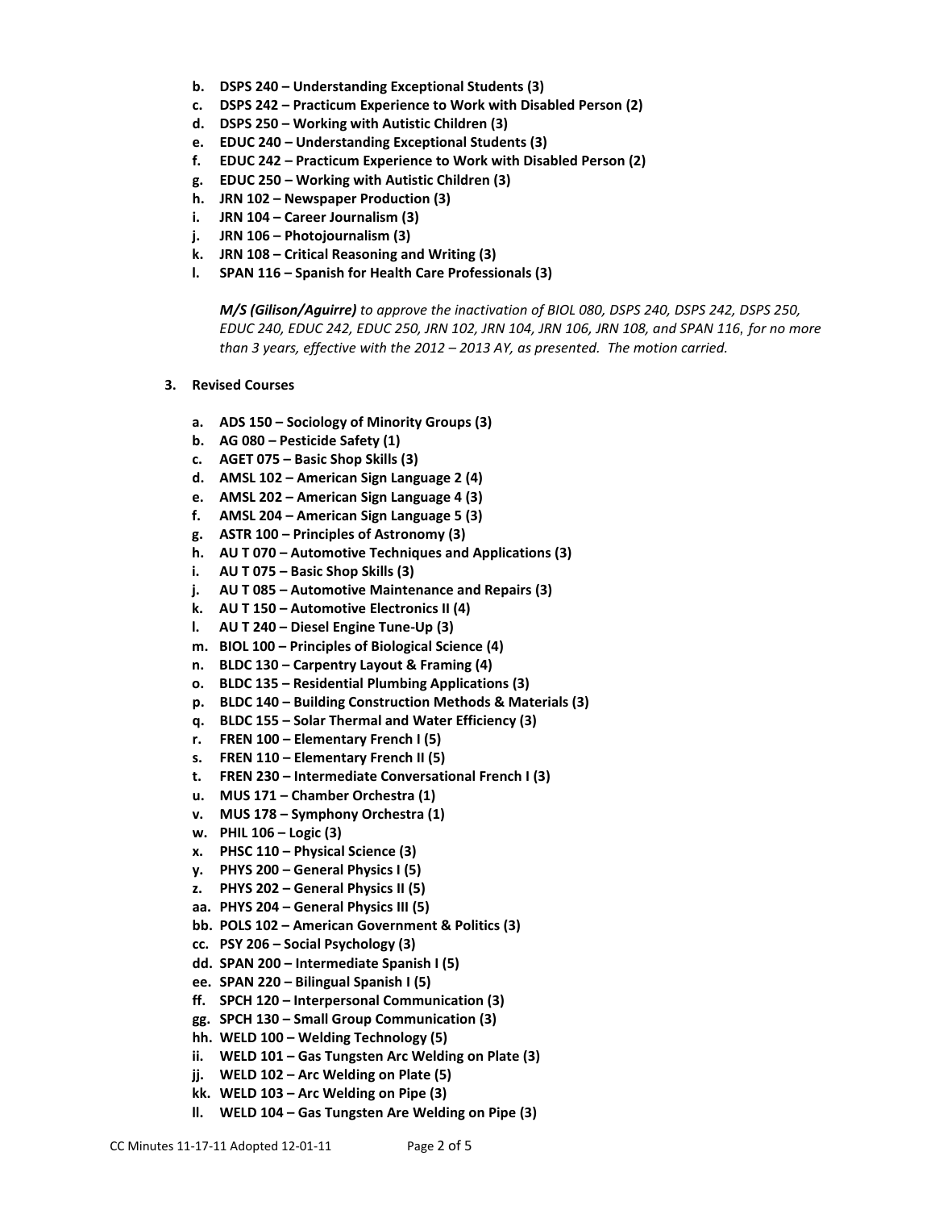b. **DSPS 240 – Understanding Exceptional Students (3)**
c. **DSPS 242 – Practicum Experience to Work with Disabled Person (2)**
d. **DSPS 250 – Working with Autistic Children (3)**
e. **EDUC 240 – Understanding Exceptional Students (3)**
f. **EDUC 242 – Practicum Experience to Work with Disabled Person (2)**
g. **EDUC 250 – Working with Autistic Children (3)**
h. **JRN 102 – Newspaper Production (3)**
i. **JRN 104 – Career Journalism (3)**
j. **JRN 106 – Photojournalism (3)**
k. **JRN 108 – Critical Reasoning and Writing (3)**
l. **SPAN 116 – Spanish for Health Care Professionals (3)**

*__M/S (Gilison/Aguirre)__ to approve the inactivation of BIOL 080, DSPS 240, DSPS 242, DSPS 250, EDUC 240, EDUC 242, EDUC 250, JRN 102, JRN 104, JRN 106, JRN 108, and SPAN 116, for no more than 3 years, effective with the 2012 – 2013 AY, as presented. The motion carried.*

3. **Revised Courses**

a. **ADS 150 – Sociology of Minority Groups (3)**
b. **AG 080 – Pesticide Safety (1)**
c. **AGET 075 – Basic Shop Skills (3)**
d. **AMSL 102 – American Sign Language 2 (4)**
e. **AMSL 202 – American Sign Language 4 (3)**
f. **AMSL 204 – American Sign Language 5 (3)**
g. **ASTR 100 – Principles of Astronomy (3)**
h. **AU T 070 – Automotive Techniques and Applications (3)**
i. **AU T 075 – Basic Shop Skills (3)**
j. **AU T 085 – Automotive Maintenance and Repairs (3)**
k. **AU T 150 – Automotive Electronics II (4)**
l. **AU T 240 – Diesel Engine Tune-Up (3)**
m. **BIOL 100 – Principles of Biological Science (4)**
n. **BLDC 130 – Carpentry Layout & Framing (4)**
o. **BLDC 135 – Residential Plumbing Applications (3)**
p. **BLDC 140 – Building Construction Methods & Materials (3)**
q. **BLDC 155 – Solar Thermal and Water Efficiency (3)**
r. **FREN 100 – Elementary French I (5)**
s. **FREN 110 – Elementary French II (5)**
t. **FREN 230 – Intermediate Conversational French I (3)**
u. **MUS 171 – Chamber Orchestra (1)**
v. **MUS 178 – Symphony Orchestra (1)**
w. **PHIL 106 – Logic (3)**
x. **PHSC 110 – Physical Science (3)**
y. **PHYS 200 – General Physics I (5)**
z. **PHYS 202 – General Physics II (5)**
aa. **PHYS 204 – General Physics III (5)**
bb. **POLS 102 – American Government & Politics (3)**
cc. **PSY 206 – Social Psychology (3)**
dd. **SPAN 200 – Intermediate Spanish I (5)**
ee. **SPAN 220 – Bilingual Spanish I (5)**
ff. **SPCH 120 – Interpersonal Communication (3)**
gg. **SPCH 130 – Small Group Communication (3)**
hh. **WELD 100 – Welding Technology (5)**
ii. **WELD 101 – Gas Tungsten Arc Welding on Plate (3)**
jj. **WELD 102 – Arc Welding on Plate (5)**
kk. **WELD 103 – Arc Welding on Pipe (3)**
ll. **WELD 104 – Gas Tungsten Are Welding on Pipe (3)**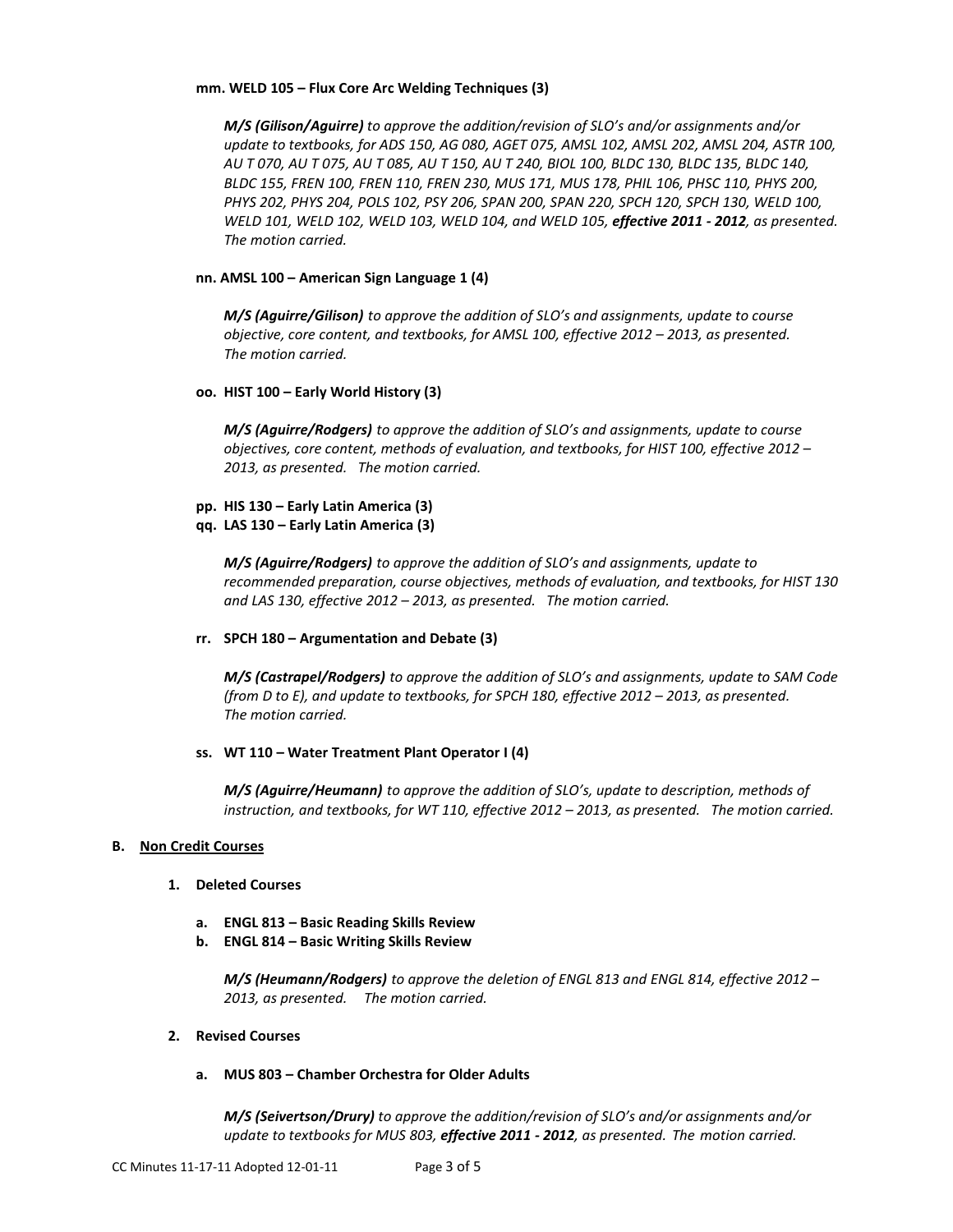**mm. WELD 105 – Flux Core Arc Welding Techniques (3)**

***M/S (Gilison/Aguirre)*** *to approve the addition/revision of SLO's and/or assignments and/or update to textbooks, for ADS 150, AG 080, AGET 075, AMSL 102, AMSL 202, AMSL 204, ASTR 100, AU T 070, AU T 075, AU T 085, AU T 150, AU T 240, BIOL 100, BLDC 130, BLDC 135, BLDC 140, BLDC 155, FREN 100, FREN 110, FREN 230, MUS 171, MUS 178, PHIL 106, PHSC 110, PHYS 200, PHYS 202, PHYS 204, POLS 102, PSY 206, SPAN 200, SPAN 220, SPCH 120, SPCH 130, WELD 100, WELD 101, WELD 102, WELD 103, WELD 104, and WELD 105,* ***effective 2011 - 2012****, as presented. The motion carried.*

**nn. AMSL 100 – American Sign Language 1 (4)**

***M/S (Aguirre/Gilison)*** *to approve the addition of SLO's and assignments, update to course objective, core content, and textbooks, for AMSL 100, effective 2012 – 2013, as presented. The motion carried.*

**oo. HIST 100 – Early World History (3)**

***M/S (Aguirre/Rodgers)*** *to approve the addition of SLO's and assignments, update to course objectives, core content, methods of evaluation, and textbooks, for HIST 100, effective 2012 – 2013, as presented. The motion carried.*

**pp. HIS 130 – Early Latin America (3)**
**qq. LAS 130 – Early Latin America (3)**

***M/S (Aguirre/Rodgers)*** *to approve the addition of SLO's and assignments, update to recommended preparation, course objectives, methods of evaluation, and textbooks, for HIST 130 and LAS 130, effective 2012 – 2013, as presented. The motion carried.*

**rr. SPCH 180 – Argumentation and Debate (3)**

***M/S (Castrapel/Rodgers)*** *to approve the addition of SLO's and assignments, update to SAM Code (from D to E), and update to textbooks, for SPCH 180, effective 2012 – 2013, as presented. The motion carried.*

**ss. WT 110 – Water Treatment Plant Operator I (4)**

***M/S (Aguirre/Heumann)*** *to approve the addition of SLO's, update to description, methods of instruction, and textbooks, for WT 110, effective 2012 – 2013, as presented. The motion carried.*

## B. Non Credit Courses

### 1. Deleted Courses

**a. ENGL 813 – Basic Reading Skills Review**
**b. ENGL 814 – Basic Writing Skills Review**

***M/S (Heumann/Rodgers)*** *to approve the deletion of ENGL 813 and ENGL 814, effective 2012 – 2013, as presented. The motion carried.*

### 2. Revised Courses

**a. MUS 803 – Chamber Orchestra for Older Adults**

***M/S (Seivertson/Drury)*** *to approve the addition/revision of SLO's and/or assignments and/or update to textbooks for MUS 803,* ***effective 2011 - 2012****, as presented. The motion carried.*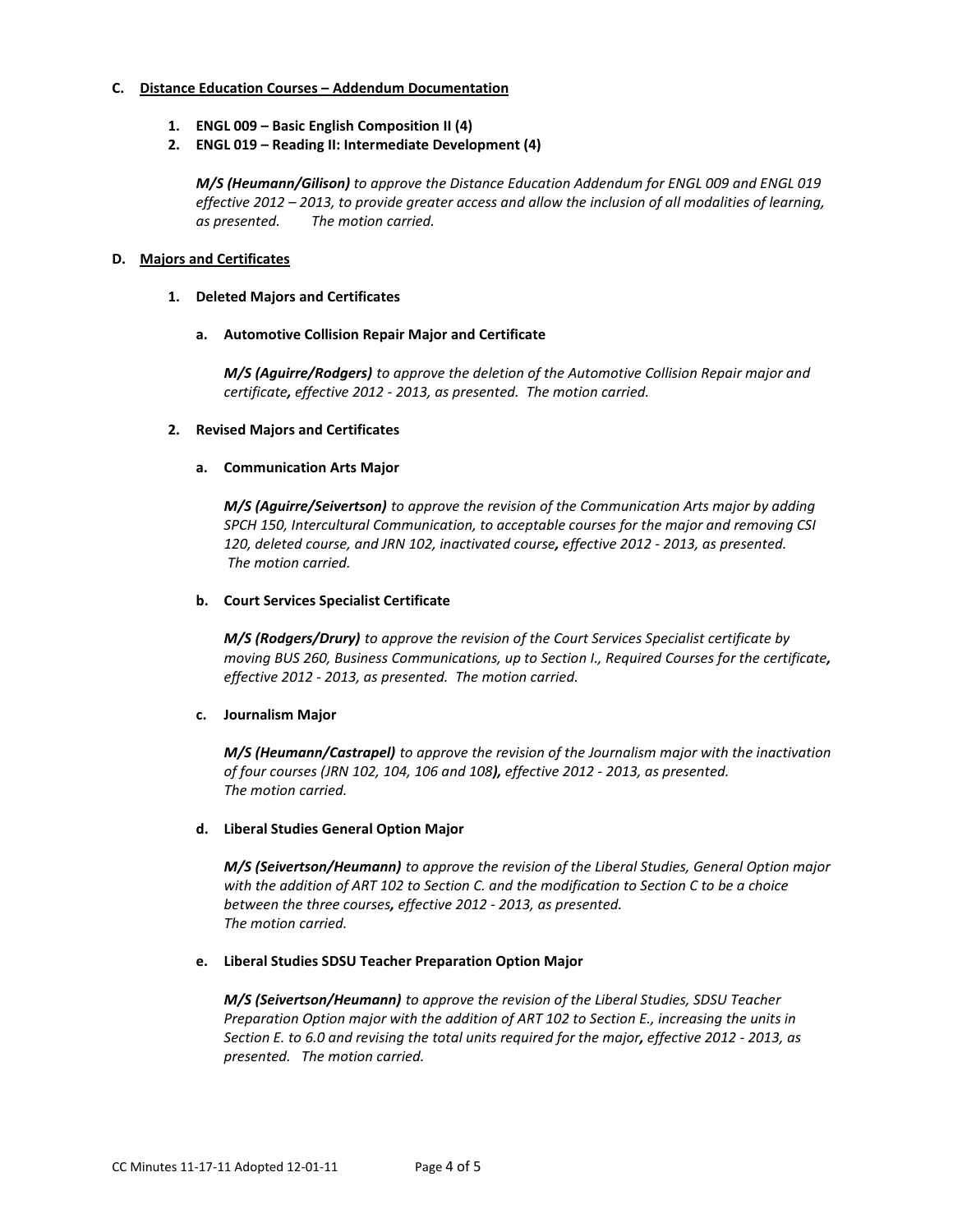**C. Distance Education Courses – Addendum Documentation**

1. **ENGL 009 – Basic English Composition II (4)**
2. **ENGL 019 – Reading II: Intermediate Development (4)**

   ***M/S (Heumann/Gilison)*** *to approve the Distance Education Addendum for ENGL 009 and ENGL 019 effective 2012 – 2013, to provide greater access and allow the inclusion of all modalities of learning, as presented. The motion carried.*

**D. Majors and Certificates**

1. **Deleted Majors and Certificates**

   a. **Automotive Collision Repair Major and Certificate**

   ***M/S (Aguirre/Rodgers)*** *to approve the deletion of the Automotive Collision Repair major and certificate, effective 2012 - 2013, as presented. The motion carried.*

2. **Revised Majors and Certificates**

   a. **Communication Arts Major**

   ***M/S (Aguirre/Seivertson)*** *to approve the revision of the Communication Arts major by adding SPCH 150, Intercultural Communication, to acceptable courses for the major and removing CSI 120, deleted course, and JRN 102, inactivated course, effective 2012 - 2013, as presented. The motion carried.*

   b. **Court Services Specialist Certificate**

   ***M/S (Rodgers/Drury)*** *to approve the revision of the Court Services Specialist certificate by moving BUS 260, Business Communications, up to Section I., Required Courses for the certificate, effective 2012 - 2013, as presented. The motion carried.*

   c. **Journalism Major**

   ***M/S (Heumann/Castrapel)*** *to approve the revision of the Journalism major with the inactivation of four courses (JRN 102, 104, 106 and 108), effective 2012 - 2013, as presented. The motion carried.*

   d. **Liberal Studies General Option Major**

   ***M/S (Seivertson/Heumann)*** *to approve the revision of the Liberal Studies, General Option major with the addition of ART 102 to Section C. and the modification to Section C to be a choice between the three courses, effective 2012 - 2013, as presented. The motion carried.*

   e. **Liberal Studies SDSU Teacher Preparation Option Major**

   ***M/S (Seivertson/Heumann)*** *to approve the revision of the Liberal Studies, SDSU Teacher Preparation Option major with the addition of ART 102 to Section E., increasing the units in Section E. to 6.0 and revising the total units required for the major, effective 2012 - 2013, as presented. The motion carried.*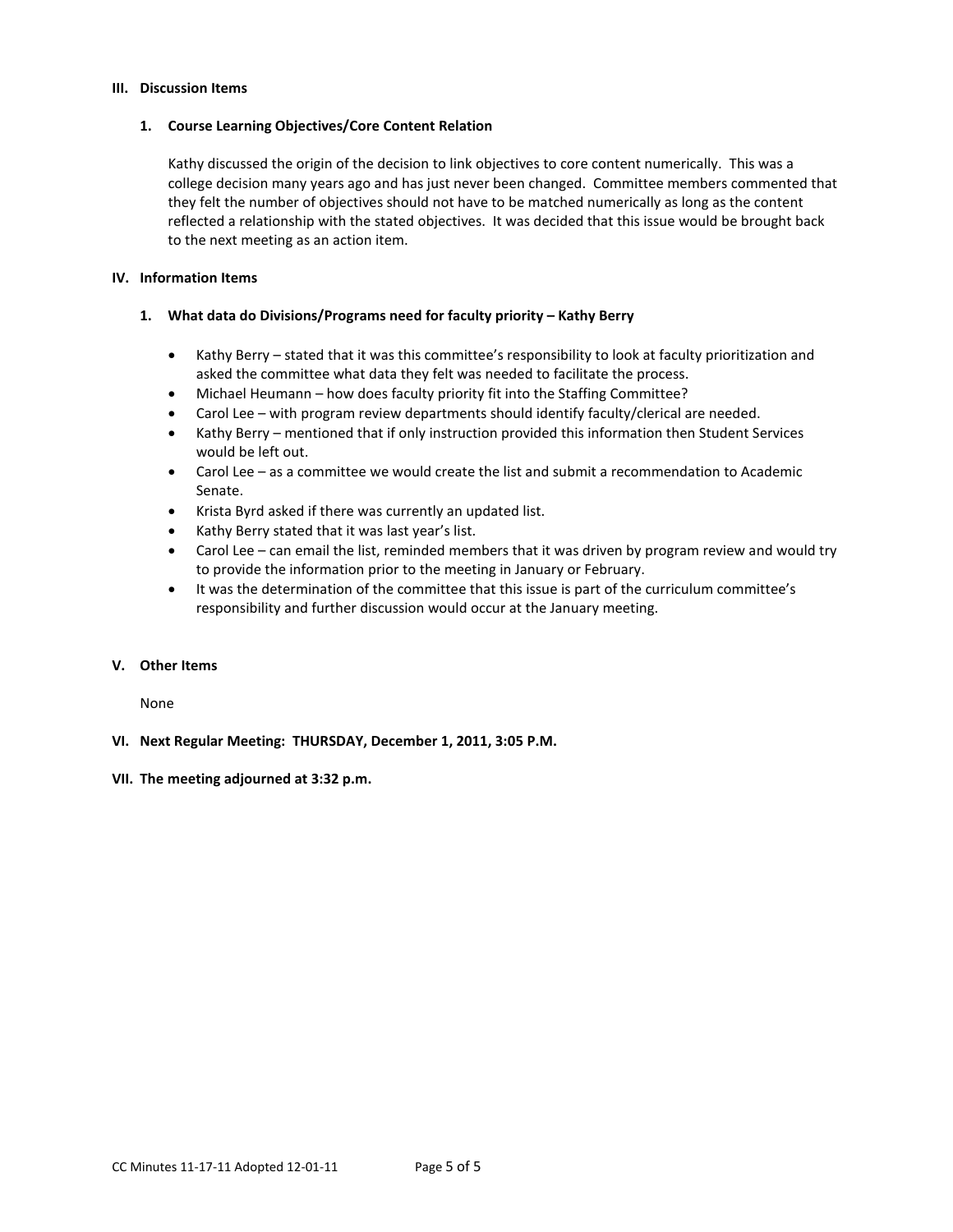## III. Discussion Items

### 1. Course Learning Objectives/Core Content Relation

Kathy discussed the origin of the decision to link objectives to core content numerically. This was a college decision many years ago and has just never been changed. Committee members commented that they felt the number of objectives should not have to be matched numerically as long as the content reflected a relationship with the stated objectives. It was decided that this issue would be brought back to the next meeting as an action item.

## IV. Information Items

### 1. What data do Divisions/Programs need for faculty priority – Kathy Berry

- Kathy Berry – stated that it was this committee's responsibility to look at faculty prioritization and asked the committee what data they felt was needed to facilitate the process.
- Michael Heumann – how does faculty priority fit into the Staffing Committee?
- Carol Lee – with program review departments should identify faculty/clerical are needed.
- Kathy Berry – mentioned that if only instruction provided this information then Student Services would be left out.
- Carol Lee – as a committee we would create the list and submit a recommendation to Academic Senate.
- Krista Byrd asked if there was currently an updated list.
- Kathy Berry stated that it was last year's list.
- Carol Lee – can email the list, reminded members that it was driven by program review and would try to provide the information prior to the meeting in January or February.
- It was the determination of the committee that this issue is part of the curriculum committee's responsibility and further discussion would occur at the January meeting.

## V. Other Items

None

## VI. Next Regular Meeting: THURSDAY, December 1, 2011, 3:05 P.M.

## VII. The meeting adjourned at 3:32 p.m.